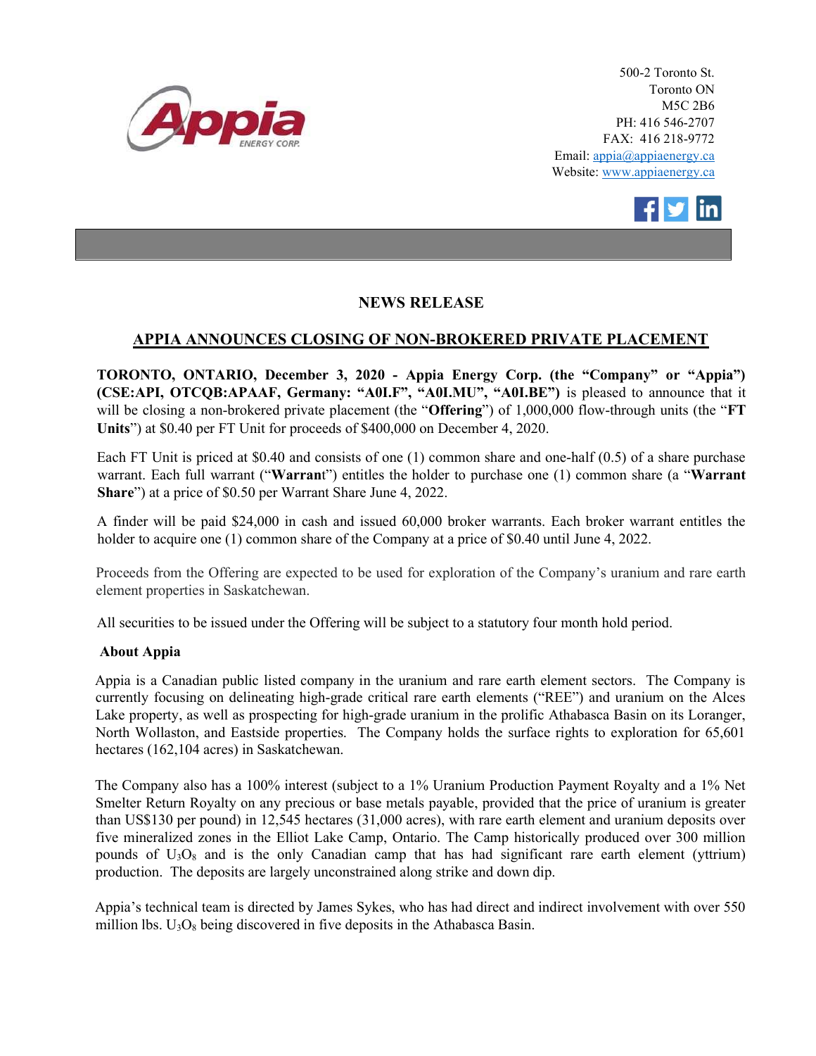500-2 Toronto St.
Toronto ON
M5C 2B6
PH: 416 546-2707
FAX: 416 218-9772
Email: appia@appiaenergy.ca
Website: www.appiaenergy.ca

## NEWS RELEASE

## APPIA ANNOUNCES CLOSING OF NON-BROKERED PRIVATE PLACEMENT

**TORONTO, ONTARIO, December 3, 2020 - Appia Energy Corp. (the "Company" or "Appia") (CSE:API, OTCQB:APAAF, Germany: "A0I.F", "A0I.MU", "A0I.BE")** is pleased to announce that it will be closing a non-brokered private placement (the "**Offering**") of 1,000,000 flow-through units (the "**FT Units**") at $0.40 per FT Unit for proceeds of $400,000 on December 4, 2020.

Each FT Unit is priced at $0.40 and consists of one (1) common share and one-half (0.5) of a share purchase warrant. Each full warrant ("**Warrant**") entitles the holder to purchase one (1) common share (a "**Warrant Share**") at a price of $0.50 per Warrant Share June 4, 2022.

A finder will be paid $24,000 in cash and issued 60,000 broker warrants. Each broker warrant entitles the holder to acquire one (1) common share of the Company at a price of $0.40 until June 4, 2022.

Proceeds from the Offering are expected to be used for exploration of the Company's uranium and rare earth element properties in Saskatchewan.

All securities to be issued under the Offering will be subject to a statutory four month hold period.

**About Appia**

Appia is a Canadian public listed company in the uranium and rare earth element sectors. The Company is currently focusing on delineating high-grade critical rare earth elements ("REE") and uranium on the Alces Lake property, as well as prospecting for high-grade uranium in the prolific Athabasca Basin on its Loranger, North Wollaston, and Eastside properties. The Company holds the surface rights to exploration for 65,601 hectares (162,104 acres) in Saskatchewan.

The Company also has a 100% interest (subject to a 1% Uranium Production Payment Royalty and a 1% Net Smelter Return Royalty on any precious or base metals payable, provided that the price of uranium is greater than US$130 per pound) in 12,545 hectares (31,000 acres), with rare earth element and uranium deposits over five mineralized zones in the Elliot Lake Camp, Ontario. The Camp historically produced over 300 million pounds of $U_3O_8$ and is the only Canadian camp that has had significant rare earth element (yttrium) production. The deposits are largely unconstrained along strike and down dip.

Appia's technical team is directed by James Sykes, who has had direct and indirect involvement with over 550 million lbs. $U_3O_8$ being discovered in five deposits in the Athabasca Basin.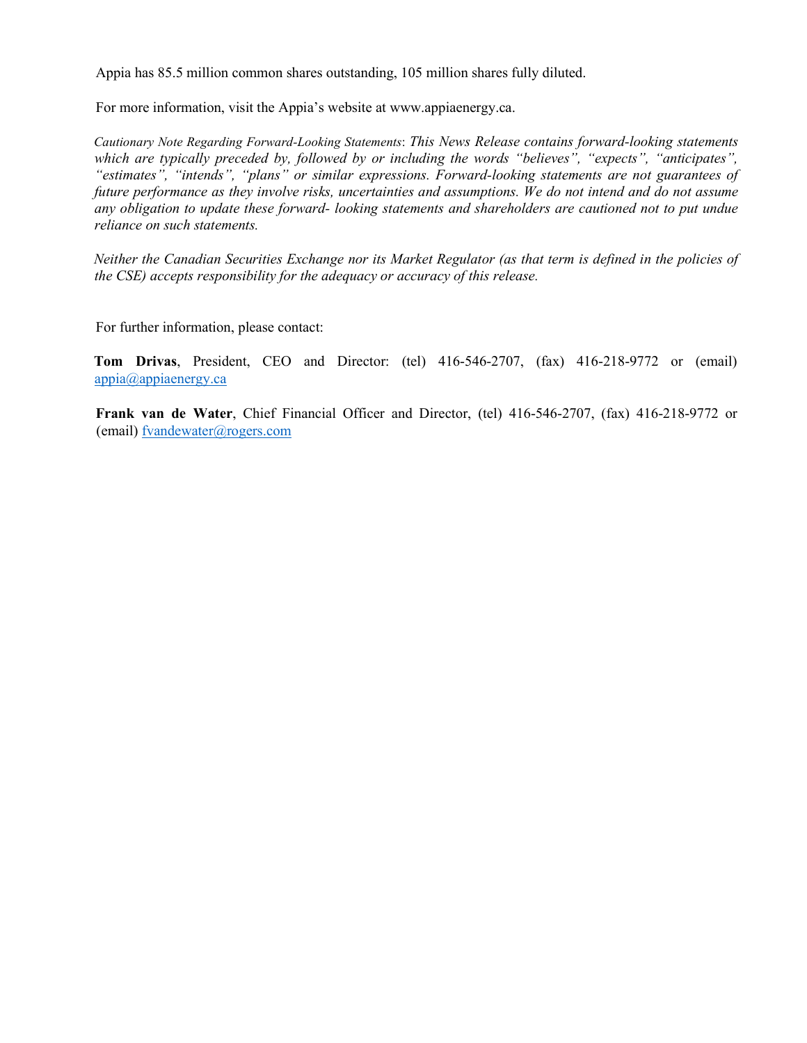Appia has 85.5 million common shares outstanding, 105 million shares fully diluted.

For more information, visit the Appia's website at www.appiaenergy.ca.

*Cautionary Note Regarding Forward-Looking Statements: This News Release contains forward-looking statements which are typically preceded by, followed by or including the words "believes", "expects", "anticipates", "estimates", "intends", "plans" or similar expressions. Forward-looking statements are not guarantees of future performance as they involve risks, uncertainties and assumptions. We do not intend and do not assume any obligation to update these forward- looking statements and shareholders are cautioned not to put undue reliance on such statements.*

*Neither the Canadian Securities Exchange nor its Market Regulator (as that term is defined in the policies of the CSE) accepts responsibility for the adequacy or accuracy of this release.*

For further information, please contact:

**Tom Drivas**, President, CEO and Director: (tel) 416-546-2707, (fax) 416-218-9772 or (email) appia@appiaenergy.ca

**Frank van de Water**, Chief Financial Officer and Director, (tel) 416-546-2707, (fax) 416-218-9772 or (email) fvandewater@rogers.com